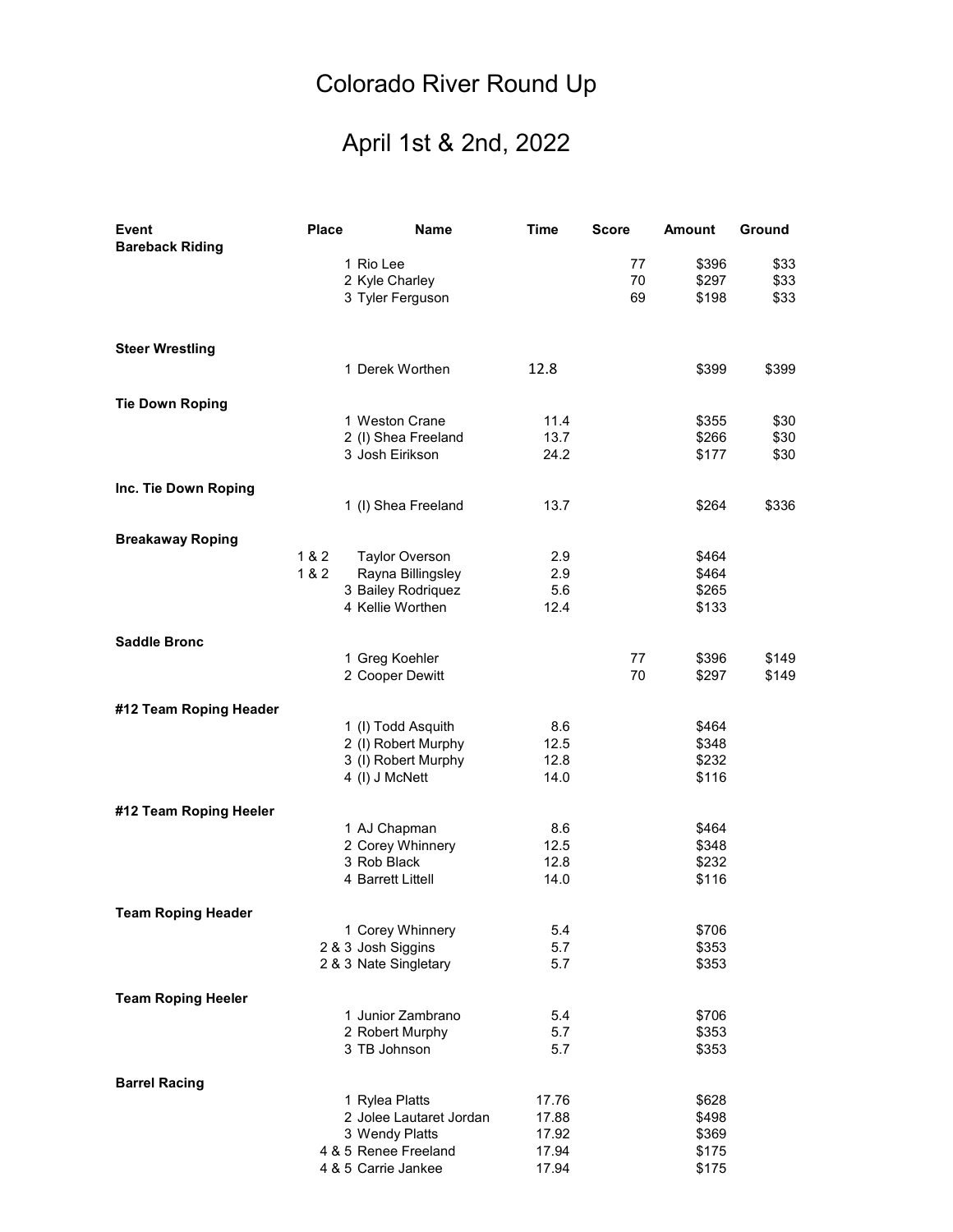# Colorado River Round Up

## April 1st & 2nd, 2022

| Event | Place | Name | Time | Score | Amount | Ground |
|---|---|---|---|---|---|---|
| **Bareback Riding** | | | | | | |
| | 1 | Rio Lee | | 77 | $396 | $33 |
| | 2 | Kyle Charley | | 70 | $297 | $33 |
| | 3 | Tyler Ferguson | | 69 | $198 | $33 |
| **Steer Wrestling** | | | | | | |
| | 1 | Derek Worthen | 12.8 | | $399 | $399 |
| **Tie Down Roping** | | | | | | |
| | 1 | Weston Crane | 11.4 | | $355 | $30 |
| | 2 | (I) Shea Freeland | 13.7 | | $266 | $30 |
| | 3 | Josh Eirikson | 24.2 | | $177 | $30 |
| **Inc. Tie Down Roping** | | | | | | |
| | 1 | (I) Shea Freeland | 13.7 | | $264 | $336 |
| **Breakaway Roping** | | | | | | |
| | 1 & 2 | Taylor Overson | 2.9 | | $464 | |
| | 1 & 2 | Rayna Billingsley | 2.9 | | $464 | |
| | 3 | Bailey Rodriquez | 5.6 | | $265 | |
| | 4 | Kellie Worthen | 12.4 | | $133 | |
| **Saddle Bronc** | | | | | | |
| | 1 | Greg Koehler | | 77 | $396 | $149 |
| | 2 | Cooper Dewitt | | 70 | $297 | $149 |
| **#12 Team Roping Header** | | | | | | |
| | 1 | (I) Todd Asquith | 8.6 | | $464 | |
| | 2 | (I) Robert Murphy | 12.5 | | $348 | |
| | 3 | (I) Robert Murphy | 12.8 | | $232 | |
| | 4 | (I) J McNett | 14.0 | | $116 | |
| **#12 Team Roping Heeler** | | | | | | |
| | 1 | AJ Chapman | 8.6 | | $464 | |
| | 2 | Corey Whinnery | 12.5 | | $348 | |
| | 3 | Rob Black | 12.8 | | $232 | |
| | 4 | Barrett Littell | 14.0 | | $116 | |
| **Team Roping Header** | | | | | | |
| | 1 | Corey Whinnery | 5.4 | | $706 | |
| | 2 & 3 | Josh Siggins | 5.7 | | $353 | |
| | 2 & 3 | Nate Singletary | 5.7 | | $353 | |
| **Team Roping Heeler** | | | | | | |
| | 1 | Junior Zambrano | 5.4 | | $706 | |
| | 2 | Robert Murphy | 5.7 | | $353 | |
| | 3 | TB Johnson | 5.7 | | $353 | |
| **Barrel Racing** | | | | | | |
| | 1 | Rylea Platts | 17.76 | | $628 | |
| | 2 | Jolee Lautaret Jordan | 17.88 | | $498 | |
| | 3 | Wendy Platts | 17.92 | | $369 | |
| | 4 & 5 | Renee Freeland | 17.94 | | $175 | |
| | 4 & 5 | Carrie Jankee | 17.94 | | $175 | |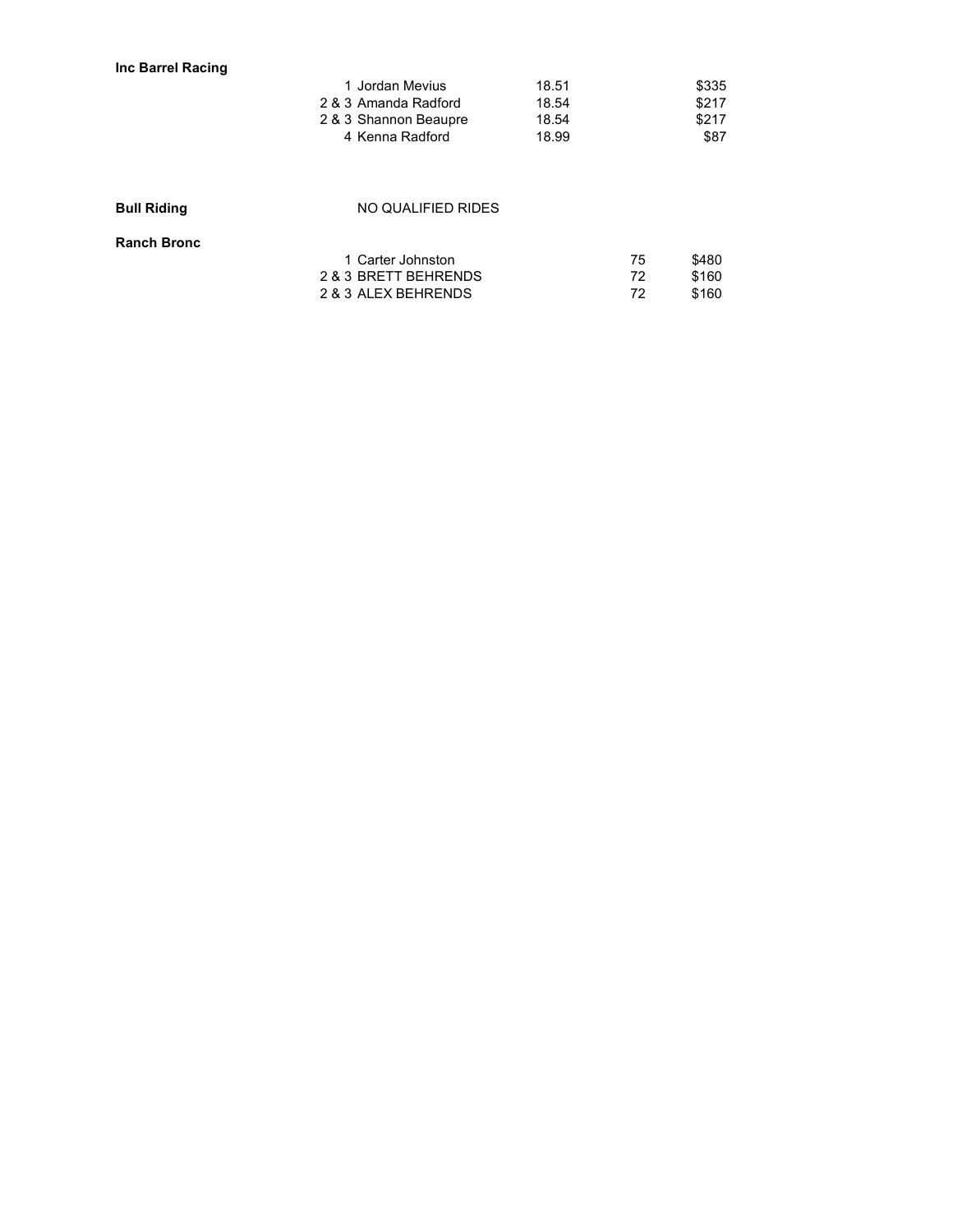**Inc Barrel Racing**

| | | | |
|---|---|---|---|
| 1 | Jordan Mevius | 18.51 | $335 |
| 2 & 3 | Amanda Radford | 18.54 | $217 |
| 2 & 3 | Shannon Beaupre | 18.54 | $217 |
| 4 | Kenna Radford | 18.99 | $87 |

**Bull Riding** NO QUALIFIED RIDES

**Ranch Bronc**

| | | | |
|---|---|---|---|
| 1 | Carter Johnston | 75 | $480 |
| 2 & 3 | BRETT BEHRENDS | 72 | $160 |
| 2 & 3 | ALEX BEHRENDS | 72 | $160 |